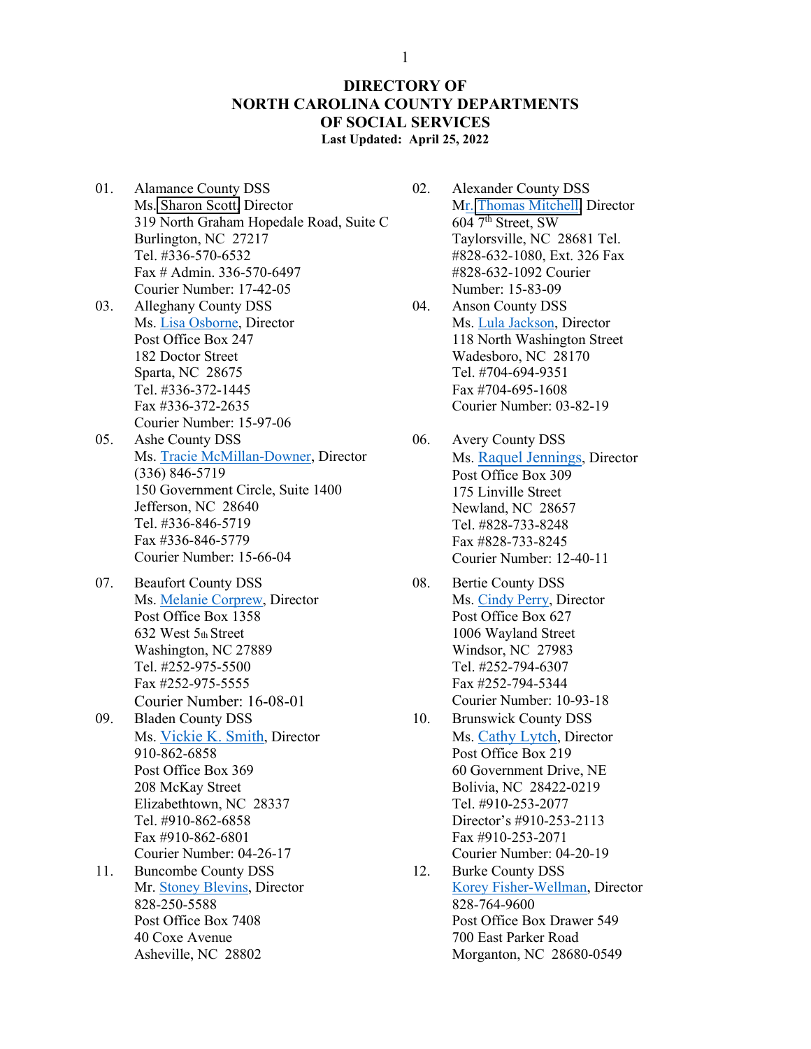# DIRECTORY OF NORTH CAROLINA COUNTY DEPARTMENTS OF SOCIAL SERVICES

**Last Updated: April 25, 2022**

01. Alamance County DSS
Ms. Sharon Scott, Director
319 North Graham Hopedale Road, Suite C
Burlington, NC 27217
Tel. #336-570-6532
Fax # Admin. 336-570-6497
Courier Number: 17-42-05

02. Alexander County DSS
Mr. Thomas Mitchell, Director
604 7th Street, SW
Taylorsville, NC 28681 Tel. #828-632-1080, Ext. 326 Fax #828-632-1092 Courier Number: 15-83-09

03. Alleghany County DSS
Ms. Lisa Osborne, Director
Post Office Box 247
182 Doctor Street
Sparta, NC 28675
Tel. #336-372-1445
Fax #336-372-2635
Courier Number: 15-97-06

04. Anson County DSS
Ms. Lula Jackson, Director
118 North Washington Street
Wadesboro, NC 28170
Tel. #704-694-9351
Fax #704-695-1608
Courier Number: 03-82-19

05. Ashe County DSS
Ms. Tracie McMillan-Downer, Director
(336) 846-5719
150 Government Circle, Suite 1400
Jefferson, NC 28640
Tel. #336-846-5719
Fax #336-846-5779
Courier Number: 15-66-04

06. Avery County DSS
Ms. Raquel Jennings, Director
Post Office Box 309
175 Linville Street
Newland, NC 28657
Tel. #828-733-8248
Fax #828-733-8245
Courier Number: 12-40-11

07. Beaufort County DSS
Ms. Melanie Corprew, Director
Post Office Box 1358
632 West 5th Street
Washington, NC 27889
Tel. #252-975-5500
Fax #252-975-5555
Courier Number: 16-08-01

08. Bertie County DSS
Ms. Cindy Perry, Director
Post Office Box 627
1006 Wayland Street
Windsor, NC 27983
Tel. #252-794-6307
Fax #252-794-5344
Courier Number: 10-93-18

09. Bladen County DSS
Ms. Vickie K. Smith, Director
910-862-6858
Post Office Box 369
208 McKay Street
Elizabethtown, NC 28337
Tel. #910-862-6858
Fax #910-862-6801
Courier Number: 04-26-17

10. Brunswick County DSS
Ms. Cathy Lytch, Director
Post Office Box 219
60 Government Drive, NE
Bolivia, NC 28422-0219
Tel. #910-253-2077
Director's #910-253-2113
Fax #910-253-2071
Courier Number: 04-20-19

11. Buncombe County DSS
Mr. Stoney Blevins, Director
828-250-5588
Post Office Box 7408
40 Coxe Avenue
Asheville, NC 28802

12. Burke County DSS
Korey Fisher-Wellman, Director
828-764-9600
Post Office Box Drawer 549
700 East Parker Road
Morganton, NC 28680-0549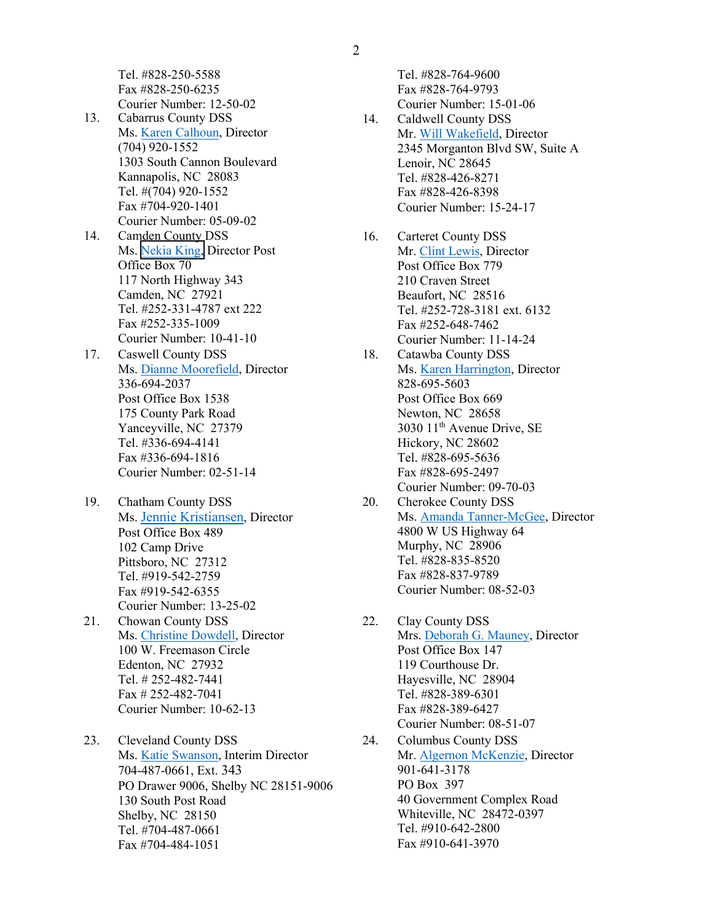Tel. #828-250-5588
Fax #828-250-6235
Courier Number: 12-50-02

13. Cabarrus County DSS
Ms. Karen Calhoun, Director
(704) 920-1552
1303 South Cannon Boulevard
Kannapolis, NC 28083
Tel. #(704) 920-1552
Fax #704-920-1401
Courier Number: 05-09-02

14. Camden County DSS
Ms. Nekia King, Director Post Office Box 70
117 North Highway 343
Camden, NC 27921
Tel. #252-331-4787 ext 222
Fax #252-335-1009
Courier Number: 10-41-10

17. Caswell County DSS
Ms. Dianne Moorefield, Director
336-694-2037
Post Office Box 1538
175 County Park Road
Yanceyville, NC 27379
Tel. #336-694-4141
Fax #336-694-1816
Courier Number: 02-51-14

19. Chatham County DSS
Ms. Jennie Kristiansen, Director
Post Office Box 489
102 Camp Drive
Pittsboro, NC 27312
Tel. #919-542-2759
Fax #919-542-6355
Courier Number: 13-25-02

21. Chowan County DSS
Ms. Christine Dowdell, Director
100 W. Freemason Circle
Edenton, NC 27932
Tel. # 252-482-7441
Fax # 252-482-7041
Courier Number: 10-62-13

23. Cleveland County DSS
Ms. Katie Swanson, Interim Director
704-487-0661, Ext. 343
PO Drawer 9006, Shelby NC 28151-9006
130 South Post Road
Shelby, NC 28150
Tel. #704-487-0661
Fax #704-484-1051

Tel. #828-764-9600
Fax #828-764-9793
Courier Number: 15-01-06

14. Caldwell County DSS
Mr. Will Wakefield, Director
2345 Morganton Blvd SW, Suite A
Lenoir, NC 28645
Tel. #828-426-8271
Fax #828-426-8398
Courier Number: 15-24-17

16. Carteret County DSS
Mr. Clint Lewis, Director
Post Office Box 779
210 Craven Street
Beaufort, NC 28516
Tel. #252-728-3181 ext. 6132
Fax #252-648-7462
Courier Number: 11-14-24

18. Catawba County DSS
Ms. Karen Harrington, Director
828-695-5603
Post Office Box 669
Newton, NC 28658
3030 11th Avenue Drive, SE
Hickory, NC 28602
Tel. #828-695-5636
Fax #828-695-2497
Courier Number: 09-70-03

20. Cherokee County DSS
Ms. Amanda Tanner-McGee, Director
4800 W US Highway 64
Murphy, NC 28906
Tel. #828-835-8520
Fax #828-837-9789
Courier Number: 08-52-03

22. Clay County DSS
Mrs. Deborah G. Mauney, Director
Post Office Box 147
119 Courthouse Dr.
Hayesville, NC 28904
Tel. #828-389-6301
Fax #828-389-6427
Courier Number: 08-51-07

24. Columbus County DSS
Mr. Algernon McKenzie, Director
901-641-3178
PO Box 397
40 Government Complex Road
Whiteville, NC 28472-0397
Tel. #910-642-2800
Fax #910-641-3970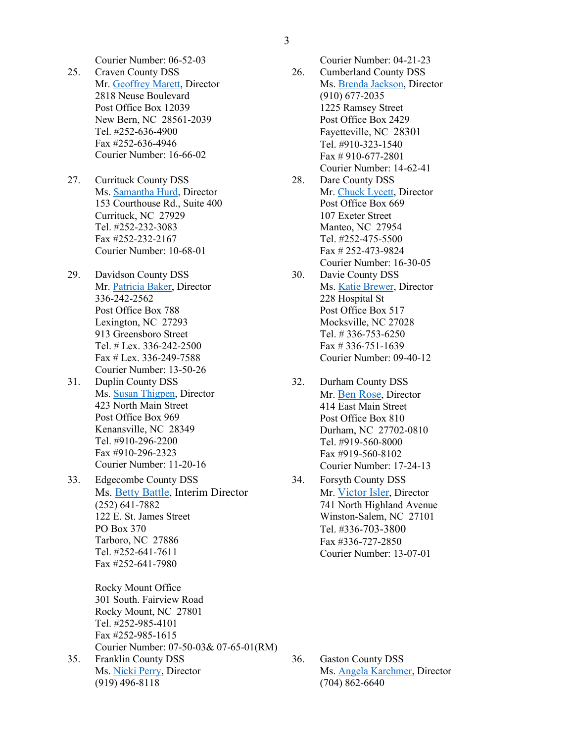Courier Number: 06-52-03

25. Craven County DSS
Mr. Geoffrey Marett, Director
2818 Neuse Boulevard
Post Office Box 12039
New Bern, NC 28561-2039
Tel. #252-636-4900
Fax #252-636-4946
Courier Number: 16-66-02

Courier Number: 04-21-23

26. Cumberland County DSS
Ms. Brenda Jackson, Director
(910) 677-2035
1225 Ramsey Street
Post Office Box 2429
Fayetteville, NC 28301
Tel. #910-323-1540
Fax # 910-677-2801
Courier Number: 14-62-41

27. Currituck County DSS
Ms. Samantha Hurd, Director
153 Courthouse Rd., Suite 400
Currituck, NC 27929
Tel. #252-232-3083
Fax #252-232-2167
Courier Number: 10-68-01

28. Dare County DSS
Mr. Chuck Lycett, Director
Post Office Box 669
107 Exeter Street
Manteo, NC 27954
Tel. #252-475-5500
Fax # 252-473-9824
Courier Number: 16-30-05

29. Davidson County DSS
Mr. Patricia Baker, Director
336-242-2562
Post Office Box 788
Lexington, NC 27293
913 Greensboro Street
Tel. # Lex. 336-242-2500
Fax # Lex. 336-249-7588
Courier Number: 13-50-26

30. Davie County DSS
Ms. Katie Brewer, Director
228 Hospital St
Post Office Box 517
Mocksville, NC 27028
Tel. # 336-753-6250
Fax # 336-751-1639
Courier Number: 09-40-12

31. Duplin County DSS
Ms. Susan Thigpen, Director
423 North Main Street
Post Office Box 969
Kenansville, NC 28349
Tel. #910-296-2200
Fax #910-296-2323
Courier Number: 11-20-16

32. Durham County DSS
Mr. Ben Rose, Director
414 East Main Street
Post Office Box 810
Durham, NC 27702-0810
Tel. #919-560-8000
Fax #919-560-8102
Courier Number: 17-24-13

33. Edgecombe County DSS
Ms. Betty Battle, Interim Director
(252) 641-7882
122 E. St. James Street
PO Box 370
Tarboro, NC 27886
Tel. #252-641-7611
Fax #252-641-7980

Rocky Mount Office
301 South. Fairview Road
Rocky Mount, NC 27801
Tel. #252-985-4101
Fax #252-985-1615
Courier Number: 07-50-03& 07-65-01(RM)

34. Forsyth County DSS
Mr. Victor Isler, Director
741 North Highland Avenue
Winston-Salem, NC 27101
Tel. #336-703-3800
Fax #336-727-2850
Courier Number: 13-07-01

35. Franklin County DSS
Ms. Nicki Perry, Director
(919) 496-8118

36. Gaston County DSS
Ms. Angela Karchmer, Director
(704) 862-6640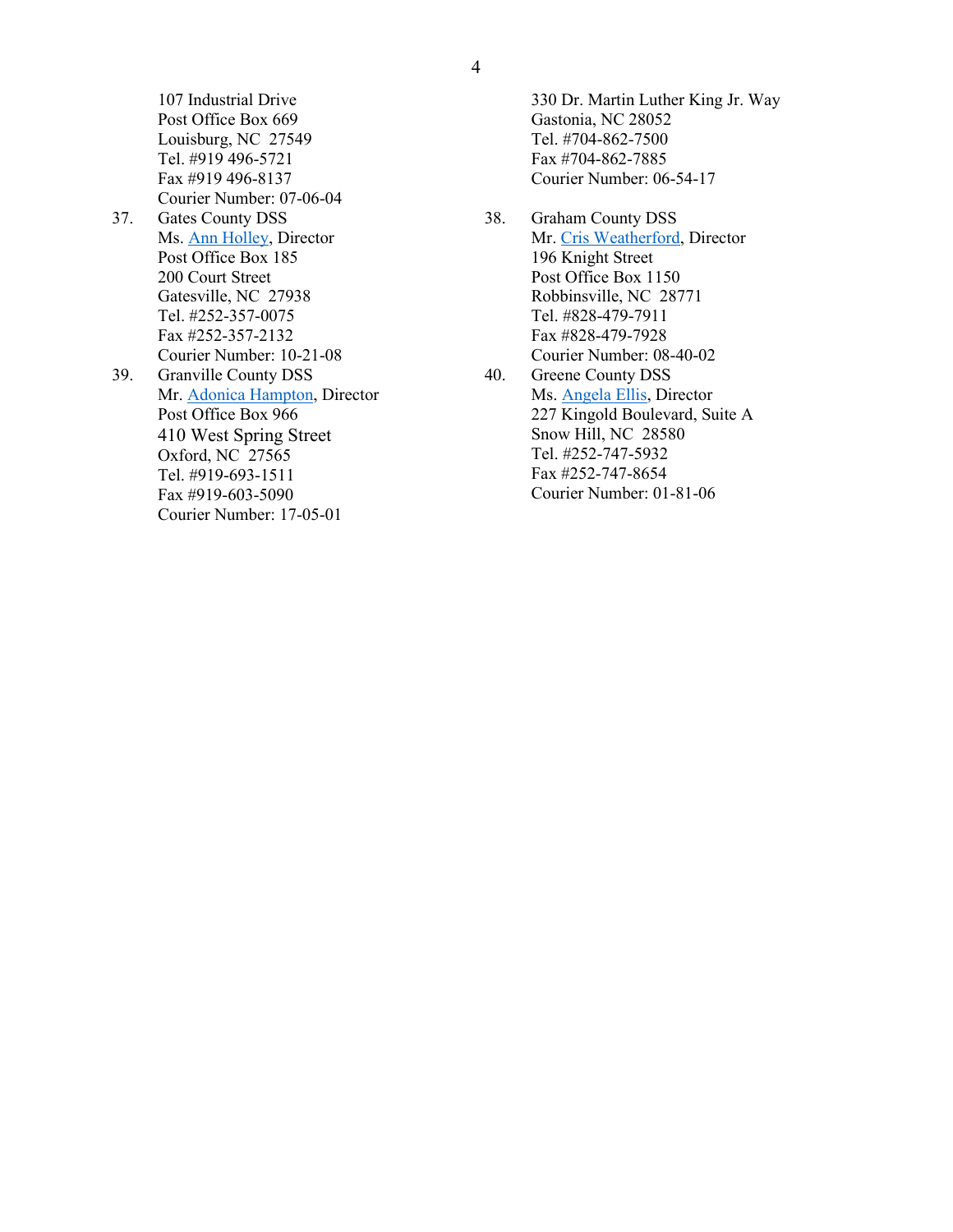107 Industrial Drive
Post Office Box 669
Louisburg, NC 27549
Tel. #919 496-5721
Fax #919 496-8137
Courier Number: 07-06-04

330 Dr. Martin Luther King Jr. Way
Gastonia, NC 28052
Tel. #704-862-7500
Fax #704-862-7885
Courier Number: 06-54-17

37. Gates County DSS
Ms. [Ann Holley](), Director
Post Office Box 185
200 Court Street
Gatesville, NC 27938
Tel. #252-357-0075
Fax #252-357-2132
Courier Number: 10-21-08

38. Graham County DSS
Mr. [Cris Weatherford](), Director
196 Knight Street
Post Office Box 1150
Robbinsville, NC 28771
Tel. #828-479-7911
Fax #828-479-7928
Courier Number: 08-40-02

39. Granville County DSS
Mr. [Adonica Hampton](), Director
Post Office Box 966
410 West Spring Street
Oxford, NC 27565
Tel. #919-693-1511
Fax #919-603-5090
Courier Number: 17-05-01

40. Greene County DSS
Ms. [Angela Ellis](), Director
227 Kingold Boulevard, Suite A
Snow Hill, NC 28580
Tel. #252-747-5932
Fax #252-747-8654
Courier Number: 01-81-06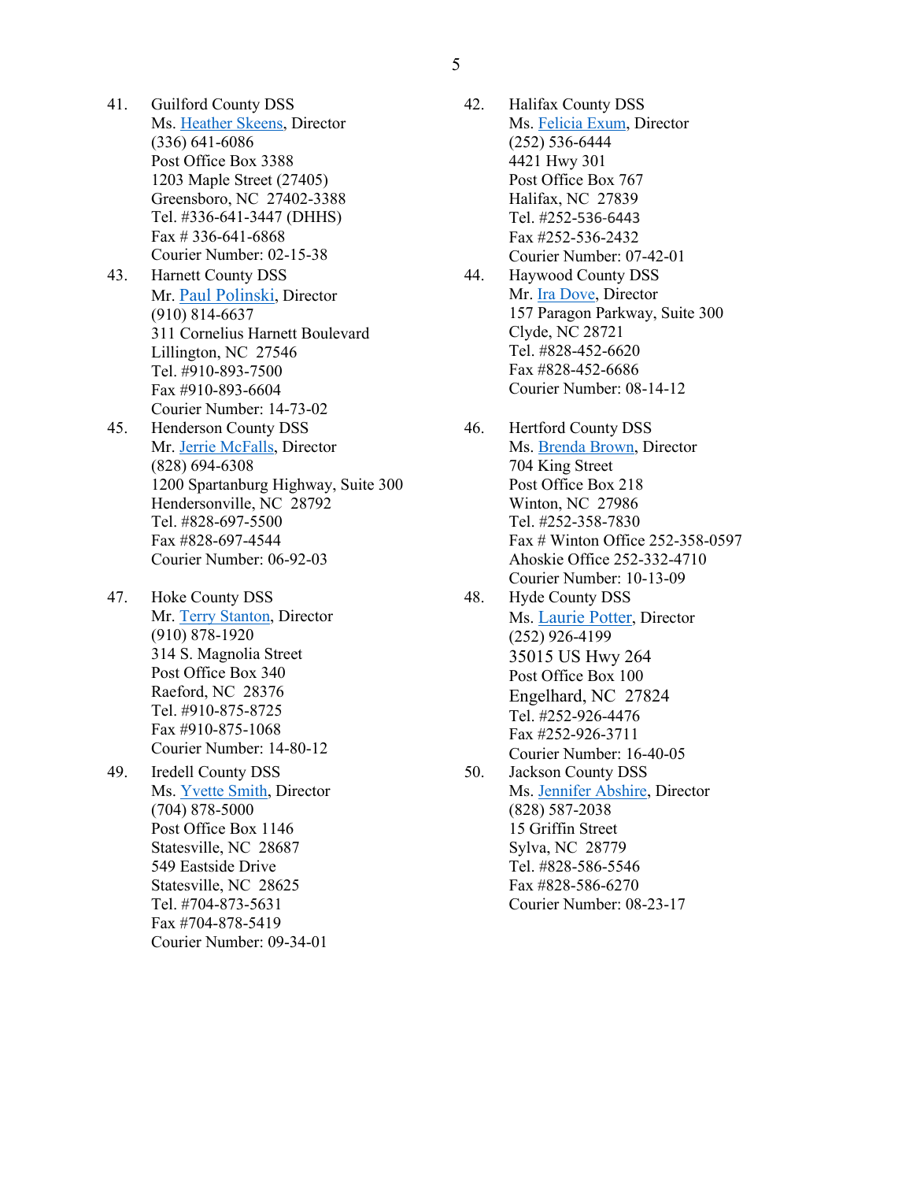41. Guilford County DSS
    Ms. Heather Skeens, Director
    (336) 641-6086
    Post Office Box 3388
    1203 Maple Street (27405)
    Greensboro, NC 27402-3388
    Tel. #336-641-3447 (DHHS)
    Fax # 336-641-6868
    Courier Number: 02-15-38

42. Halifax County DSS
    Ms. Felicia Exum, Director
    (252) 536-6444
    4421 Hwy 301
    Post Office Box 767
    Halifax, NC 27839
    Tel. #252-536-6443
    Fax #252-536-2432
    Courier Number: 07-42-01

43. Harnett County DSS
    Mr. Paul Polinski, Director
    (910) 814-6637
    311 Cornelius Harnett Boulevard
    Lillington, NC 27546
    Tel. #910-893-7500
    Fax #910-893-6604
    Courier Number: 14-73-02

44. Haywood County DSS
    Mr. Ira Dove, Director
    157 Paragon Parkway, Suite 300
    Clyde, NC 28721
    Tel. #828-452-6620
    Fax #828-452-6686
    Courier Number: 08-14-12

45. Henderson County DSS
    Mr. Jerrie McFalls, Director
    (828) 694-6308
    1200 Spartanburg Highway, Suite 300
    Hendersonville, NC 28792
    Tel. #828-697-5500
    Fax #828-697-4544
    Courier Number: 06-92-03

46. Hertford County DSS
    Ms. Brenda Brown, Director
    704 King Street
    Post Office Box 218
    Winton, NC 27986
    Tel. #252-358-7830
    Fax # Winton Office 252-358-0597
    Ahoskie Office 252-332-4710
    Courier Number: 10-13-09

47. Hoke County DSS
    Mr. Terry Stanton, Director
    (910) 878-1920
    314 S. Magnolia Street
    Post Office Box 340
    Raeford, NC 28376
    Tel. #910-875-8725
    Fax #910-875-1068
    Courier Number: 14-80-12

48. Hyde County DSS
    Ms. Laurie Potter, Director
    (252) 926-4199
    35015 US Hwy 264
    Post Office Box 100
    Engelhard, NC 27824
    Tel. #252-926-4476
    Fax #252-926-3711
    Courier Number: 16-40-05

49. Iredell County DSS
    Ms. Yvette Smith, Director
    (704) 878-5000
    Post Office Box 1146
    Statesville, NC 28687
    549 Eastside Drive
    Statesville, NC 28625
    Tel. #704-873-5631
    Fax #704-878-5419
    Courier Number: 09-34-01

50. Jackson County DSS
    Ms. Jennifer Abshire, Director
    (828) 587-2038
    15 Griffin Street
    Sylva, NC 28779
    Tel. #828-586-5546
    Fax #828-586-6270
    Courier Number: 08-23-17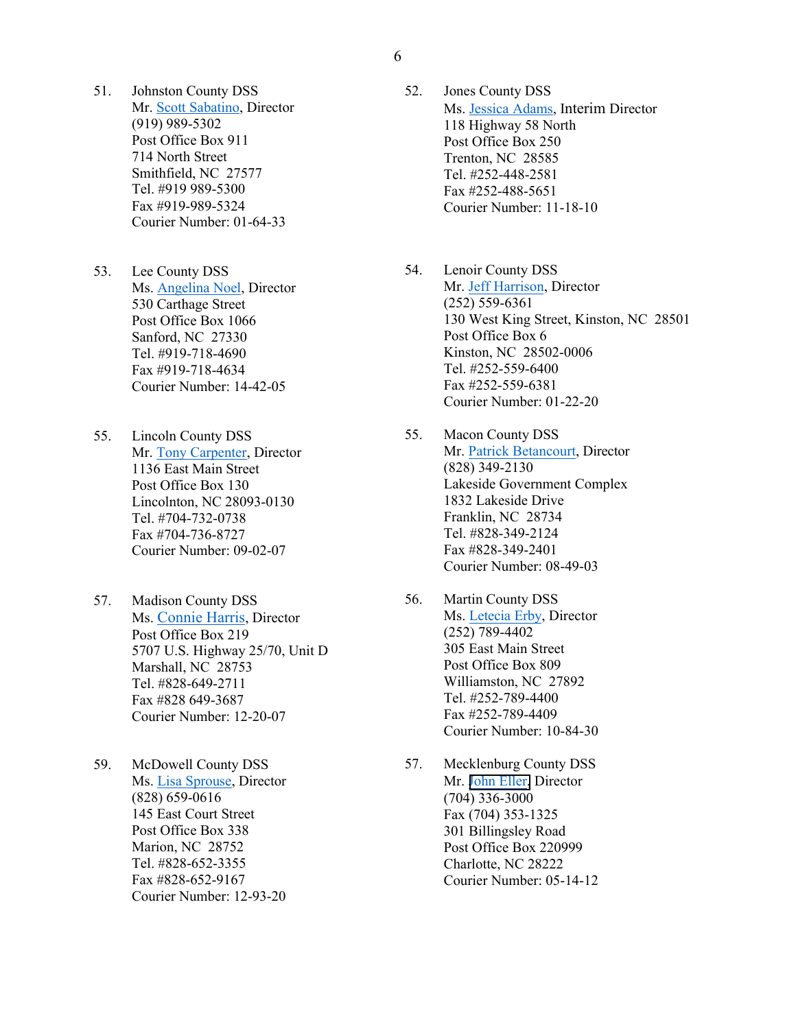51. Johnston County DSS
Mr. Scott Sabatino, Director
(919) 989-5302
Post Office Box 911
714 North Street
Smithfield, NC 27577
Tel. #919 989-5300
Fax #919-989-5324
Courier Number: 01-64-33

52. Jones County DSS
Ms. Jessica Adams, Interim Director
118 Highway 58 North
Post Office Box 250
Trenton, NC 28585
Tel. #252-448-2581
Fax #252-488-5651
Courier Number: 11-18-10

53. Lee County DSS
Ms. Angelina Noel, Director
530 Carthage Street
Post Office Box 1066
Sanford, NC 27330
Tel. #919-718-4690
Fax #919-718-4634
Courier Number: 14-42-05

54. Lenoir County DSS
Mr. Jeff Harrison, Director
(252) 559-6361
130 West King Street, Kinston, NC 28501
Post Office Box 6
Kinston, NC 28502-0006
Tel. #252-559-6400
Fax #252-559-6381
Courier Number: 01-22-20

55. Lincoln County DSS
Mr. Tony Carpenter, Director
1136 East Main Street
Post Office Box 130
Lincolnton, NC 28093-0130
Tel. #704-732-0738
Fax #704-736-8727
Courier Number: 09-02-07

55. Macon County DSS
Mr. Patrick Betancourt, Director
(828) 349-2130
Lakeside Government Complex
1832 Lakeside Drive
Franklin, NC 28734
Tel. #828-349-2124
Fax #828-349-2401
Courier Number: 08-49-03

57. Madison County DSS
Ms. Connie Harris, Director
Post Office Box 219
5707 U.S. Highway 25/70, Unit D
Marshall, NC 28753
Tel. #828-649-2711
Fax #828 649-3687
Courier Number: 12-20-07

56. Martin County DSS
Ms. Letecia Erby, Director
(252) 789-4402
305 East Main Street
Post Office Box 809
Williamston, NC 27892
Tel. #252-789-4400
Fax #252-789-4409
Courier Number: 10-84-30

59. McDowell County DSS
Ms. Lisa Sprouse, Director
(828) 659-0616
145 East Court Street
Post Office Box 338
Marion, NC 28752
Tel. #828-652-3355
Fax #828-652-9167
Courier Number: 12-93-20

57. Mecklenburg County DSS
Mr. John Eller, Director
(704) 336-3000
Fax (704) 353-1325
301 Billingsley Road
Post Office Box 220999
Charlotte, NC 28222
Courier Number: 05-14-12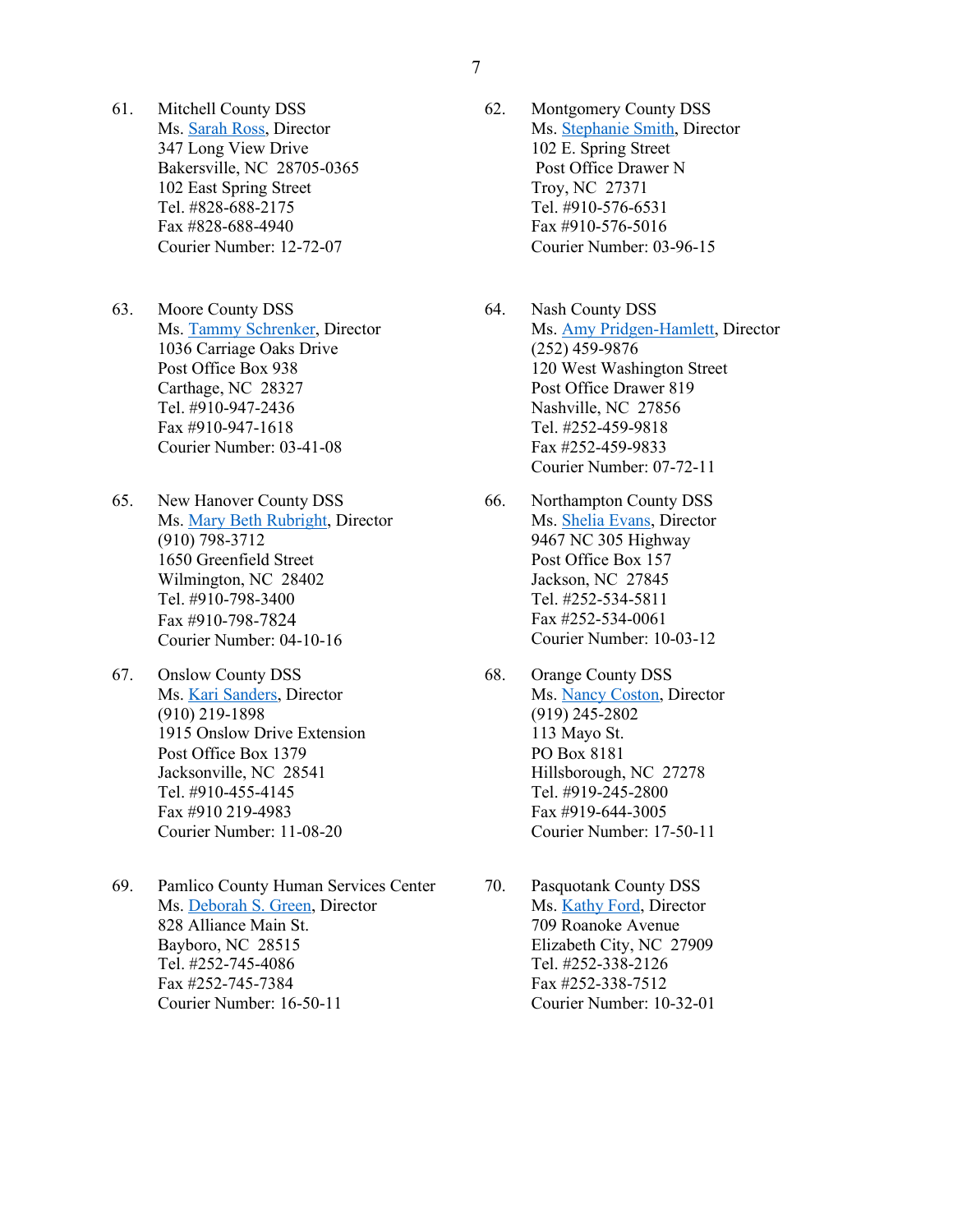61. Mitchell County DSS
    Ms. Sarah Ross, Director
    347 Long View Drive
    Bakersville, NC 28705-0365
    102 East Spring Street
    Tel. #828-688-2175
    Fax #828-688-4940
    Courier Number: 12-72-07

62. Montgomery County DSS
    Ms. Stephanie Smith, Director
    102 E. Spring Street
    Post Office Drawer N
    Troy, NC 27371
    Tel. #910-576-6531
    Fax #910-576-5016
    Courier Number: 03-96-15

63. Moore County DSS
    Ms. Tammy Schrenker, Director
    1036 Carriage Oaks Drive
    Post Office Box 938
    Carthage, NC 28327
    Tel. #910-947-2436
    Fax #910-947-1618
    Courier Number: 03-41-08

64. Nash County DSS
    Ms. Amy Pridgen-Hamlett, Director
    (252) 459-9876
    120 West Washington Street
    Post Office Drawer 819
    Nashville, NC 27856
    Tel. #252-459-9818
    Fax #252-459-9833
    Courier Number: 07-72-11

65. New Hanover County DSS
    Ms. Mary Beth Rubright, Director
    (910) 798-3712
    1650 Greenfield Street
    Wilmington, NC 28402
    Tel. #910-798-3400
    Fax #910-798-7824
    Courier Number: 04-10-16

66. Northampton County DSS
    Ms. Shelia Evans, Director
    9467 NC 305 Highway
    Post Office Box 157
    Jackson, NC 27845
    Tel. #252-534-5811
    Fax #252-534-0061
    Courier Number: 10-03-12

67. Onslow County DSS
    Ms. Kari Sanders, Director
    (910) 219-1898
    1915 Onslow Drive Extension
    Post Office Box 1379
    Jacksonville, NC 28541
    Tel. #910-455-4145
    Fax #910 219-4983
    Courier Number: 11-08-20

68. Orange County DSS
    Ms. Nancy Coston, Director
    (919) 245-2802
    113 Mayo St.
    PO Box 8181
    Hillsborough, NC 27278
    Tel. #919-245-2800
    Fax #919-644-3005
    Courier Number: 17-50-11

69. Pamlico County Human Services Center
    Ms. Deborah S. Green, Director
    828 Alliance Main St.
    Bayboro, NC 28515
    Tel. #252-745-4086
    Fax #252-745-7384
    Courier Number: 16-50-11

70. Pasquotank County DSS
    Ms. Kathy Ford, Director
    709 Roanoke Avenue
    Elizabeth City, NC 27909
    Tel. #252-338-2126
    Fax #252-338-7512
    Courier Number: 10-32-01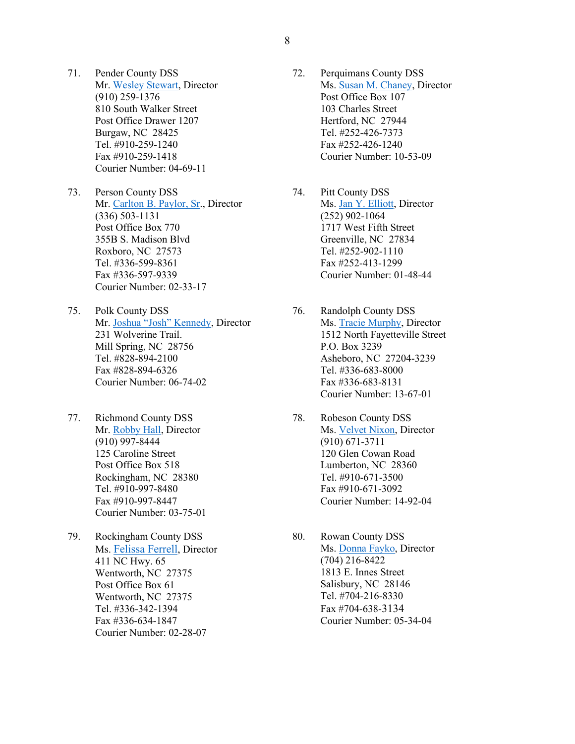71. Pender County DSS
    Mr. Wesley Stewart, Director
    (910) 259-1376
    810 South Walker Street
    Post Office Drawer 1207
    Burgaw, NC  28425
    Tel. #910-259-1240
    Fax #910-259-1418
    Courier Number: 04-69-11

72. Perquimans County DSS
    Ms. Susan M. Chaney, Director
    Post Office Box 107
    103 Charles Street
    Hertford, NC  27944
    Tel. #252-426-7373
    Fax #252-426-1240
    Courier Number: 10-53-09

73. Person County DSS
    Mr. Carlton B. Paylor, Sr., Director
    (336) 503-1131
    Post Office Box 770
    355B S. Madison Blvd
    Roxboro, NC  27573
    Tel. #336-599-8361
    Fax #336-597-9339
    Courier Number: 02-33-17

74. Pitt County DSS
    Ms. Jan Y. Elliott, Director
    (252) 902-1064
    1717 West Fifth Street
    Greenville, NC  27834
    Tel. #252-902-1110
    Fax #252-413-1299
    Courier Number: 01-48-44

75. Polk County DSS
    Mr. Joshua "Josh" Kennedy, Director
    231 Wolverine Trail.
    Mill Spring, NC  28756
    Tel. #828-894-2100
    Fax #828-894-6326
    Courier Number: 06-74-02

76. Randolph County DSS
    Ms. Tracie Murphy, Director
    1512 North Fayetteville Street
    P.O. Box 3239
    Asheboro, NC  27204-3239
    Tel. #336-683-8000
    Fax #336-683-8131
    Courier Number: 13-67-01

77. Richmond County DSS
    Mr. Robby Hall, Director
    (910) 997-8444
    125 Caroline Street
    Post Office Box 518
    Rockingham, NC  28380
    Tel. #910-997-8480
    Fax #910-997-8447
    Courier Number: 03-75-01

78. Robeson County DSS
    Ms. Velvet Nixon, Director
    (910) 671-3711
    120 Glen Cowan Road
    Lumberton, NC  28360
    Tel. #910-671-3500
    Fax #910-671-3092
    Courier Number: 14-92-04

79. Rockingham County DSS
    Ms. Felissa Ferrell, Director
    411 NC Hwy. 65
    Wentworth, NC  27375
    Post Office Box 61
    Wentworth, NC  27375
    Tel. #336-342-1394
    Fax #336-634-1847
    Courier Number: 02-28-07

80. Rowan County DSS
    Ms. Donna Fayko, Director
    (704) 216-8422
    1813 E. Innes Street
    Salisbury, NC  28146
    Tel. #704-216-8330
    Fax #704-638-3134
    Courier Number: 05-34-04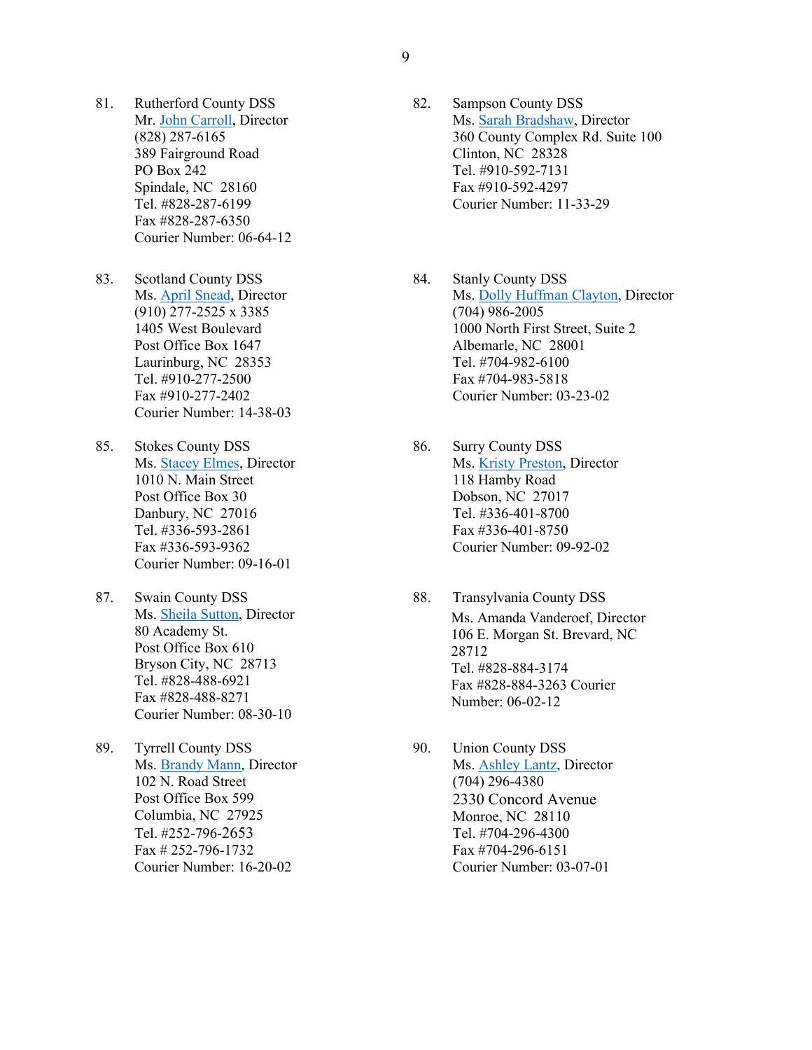81. Rutherford County DSS
Mr. John Carroll, Director
(828) 287-6165
389 Fairground Road
PO Box 242
Spindale, NC 28160
Tel. #828-287-6199
Fax #828-287-6350
Courier Number: 06-64-12

82. Sampson County DSS
Ms. Sarah Bradshaw, Director
360 County Complex Rd. Suite 100
Clinton, NC 28328
Tel. #910-592-7131
Fax #910-592-4297
Courier Number: 11-33-29

83. Scotland County DSS
Ms. April Snead, Director
(910) 277-2525 x 3385
1405 West Boulevard
Post Office Box 1647
Laurinburg, NC 28353
Tel. #910-277-2500
Fax #910-277-2402
Courier Number: 14-38-03

84. Stanly County DSS
Ms. Dolly Huffman Clayton, Director
(704) 986-2005
1000 North First Street, Suite 2
Albemarle, NC 28001
Tel. #704-982-6100
Fax #704-983-5818
Courier Number: 03-23-02

85. Stokes County DSS
Ms. Stacey Elmes, Director
1010 N. Main Street
Post Office Box 30
Danbury, NC 27016
Tel. #336-593-2861
Fax #336-593-9362
Courier Number: 09-16-01

86. Surry County DSS
Ms. Kristy Preston, Director
118 Hamby Road
Dobson, NC 27017
Tel. #336-401-8700
Fax #336-401-8750
Courier Number: 09-92-02

87. Swain County DSS
Ms. Sheila Sutton, Director
80 Academy St.
Post Office Box 610
Bryson City, NC 28713
Tel. #828-488-6921
Fax #828-488-8271
Courier Number: 08-30-10

88. Transylvania County DSS
Ms. Amanda Vanderoef, Director
106 E. Morgan St. Brevard, NC 28712
Tel. #828-884-3174
Fax #828-884-3263 Courier Number: 06-02-12

89. Tyrrell County DSS
Ms. Brandy Mann, Director
102 N. Road Street
Post Office Box 599
Columbia, NC 27925
Tel. #252-796-2653
Fax # 252-796-1732
Courier Number: 16-20-02

90. Union County DSS
Ms. Ashley Lantz, Director
(704) 296-4380
2330 Concord Avenue
Monroe, NC 28110
Tel. #704-296-4300
Fax #704-296-6151
Courier Number: 03-07-01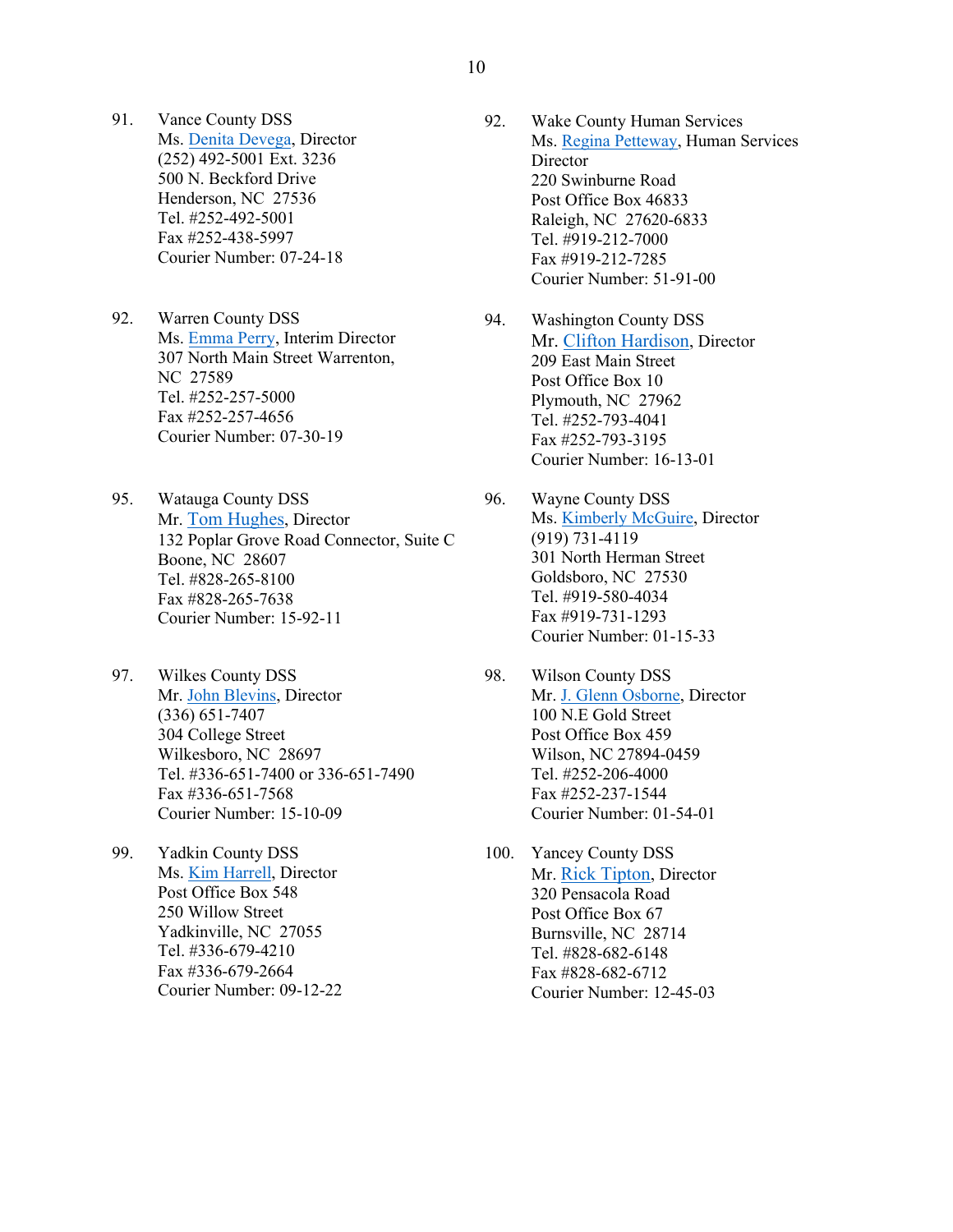91. Vance County DSS
Ms. Denita Devega, Director
(252) 492-5001 Ext. 3236
500 N. Beckford Drive
Henderson, NC 27536
Tel. #252-492-5001
Fax #252-438-5997
Courier Number: 07-24-18

92. Wake County Human Services
Ms. Regina Petteway, Human Services Director
220 Swinburne Road
Post Office Box 46833
Raleigh, NC 27620-6833
Tel. #919-212-7000
Fax #919-212-7285
Courier Number: 51-91-00

92. Warren County DSS
Ms. Emma Perry, Interim Director
307 North Main Street Warrenton, NC 27589
Tel. #252-257-5000
Fax #252-257-4656
Courier Number: 07-30-19

94. Washington County DSS
Mr. Clifton Hardison, Director
209 East Main Street
Post Office Box 10
Plymouth, NC 27962
Tel. #252-793-4041
Fax #252-793-3195
Courier Number: 16-13-01

95. Watauga County DSS
Mr. Tom Hughes, Director
132 Poplar Grove Road Connector, Suite C
Boone, NC 28607
Tel. #828-265-8100
Fax #828-265-7638
Courier Number: 15-92-11

96. Wayne County DSS
Ms. Kimberly McGuire, Director
(919) 731-4119
301 North Herman Street
Goldsboro, NC 27530
Tel. #919-580-4034
Fax #919-731-1293
Courier Number: 01-15-33

97. Wilkes County DSS
Mr. John Blevins, Director
(336) 651-7407
304 College Street
Wilkesboro, NC 28697
Tel. #336-651-7400 or 336-651-7490
Fax #336-651-7568
Courier Number: 15-10-09

98. Wilson County DSS
Mr. J. Glenn Osborne, Director
100 N.E Gold Street
Post Office Box 459
Wilson, NC 27894-0459
Tel. #252-206-4000
Fax #252-237-1544
Courier Number: 01-54-01

99. Yadkin County DSS
Ms. Kim Harrell, Director
Post Office Box 548
250 Willow Street
Yadkinville, NC 27055
Tel. #336-679-4210
Fax #336-679-2664
Courier Number: 09-12-22

100. Yancey County DSS
Mr. Rick Tipton, Director
320 Pensacola Road
Post Office Box 67
Burnsville, NC 28714
Tel. #828-682-6148
Fax #828-682-6712
Courier Number: 12-45-03